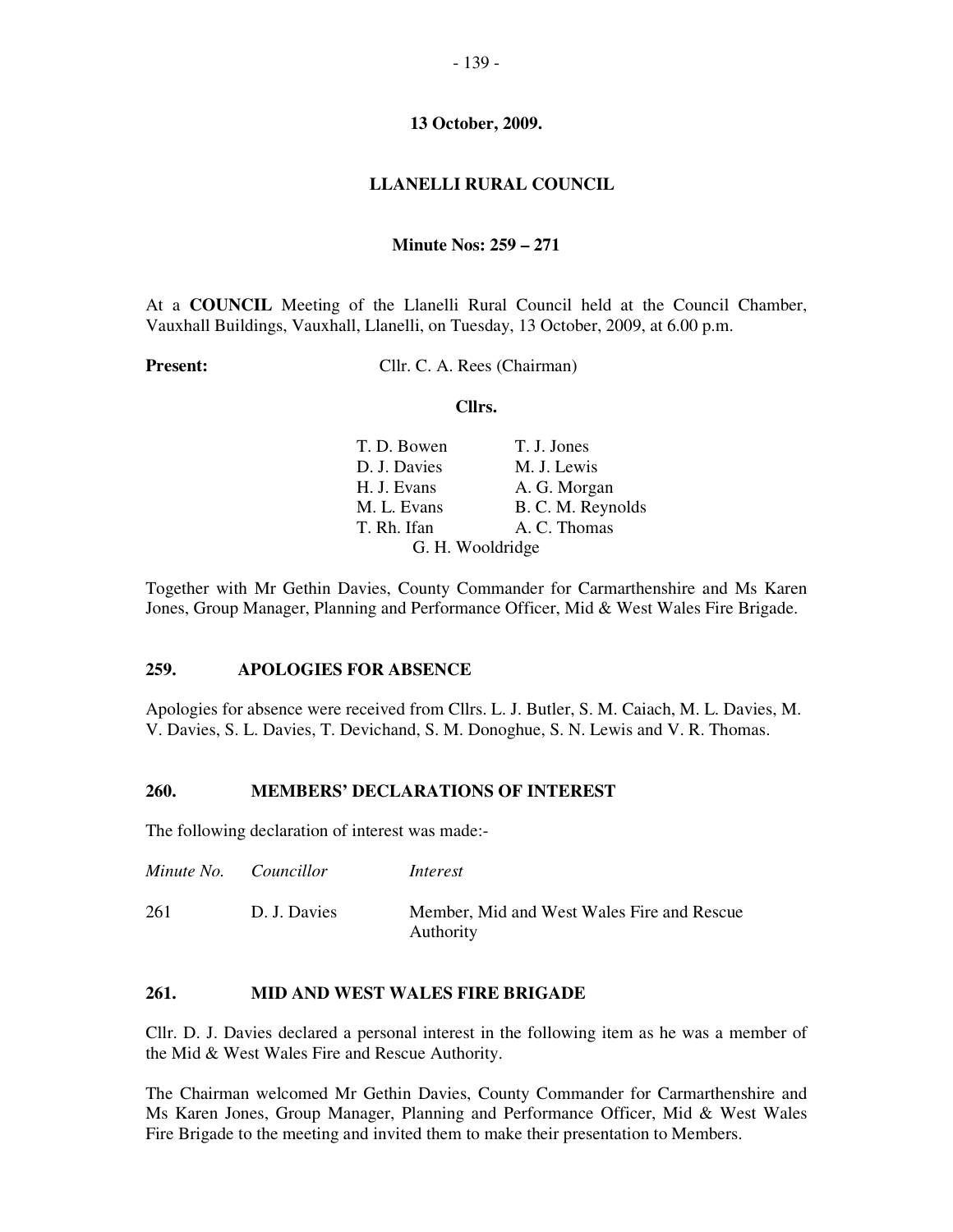**13 October, 2009.**

# LLANELLI RURAL COUNCIL

**Minute Nos: 259 – 271**

At a **COUNCIL** Meeting of the Llanelli Rural Council held at the Council Chamber, Vauxhall Buildings, Vauxhall, Llanelli, on Tuesday, 13 October, 2009, at 6.00 p.m.

**Present:** Cllr. C. A. Rees (Chairman)

**Cllrs.**

| | |
|---|---|
| T. D. Bowen | T. J. Jones |
| D. J. Davies | M. J. Lewis |
| H. J. Evans | A. G. Morgan |
| M. L. Evans | B. C. M. Reynolds |
| T. Rh. Ifan | A. C. Thomas |
| G. H. Wooldridge | |

Together with Mr Gethin Davies, County Commander for Carmarthenshire and Ms Karen Jones, Group Manager, Planning and Performance Officer, Mid & West Wales Fire Brigade.

## 259. APOLOGIES FOR ABSENCE

Apologies for absence were received from Cllrs. L. J. Butler, S. M. Caiach, M. L. Davies, M. V. Davies, S. L. Davies, T. Devichand, S. M. Donoghue, S. N. Lewis and V. R. Thomas.

## 260. MEMBERS' DECLARATIONS OF INTEREST

The following declaration of interest was made:-

| *Minute No.* | *Councillor* | *Interest* |
|---|---|---|
| 261 | D. J. Davies | Member, Mid and West Wales Fire and Rescue Authority |

## 261. MID AND WEST WALES FIRE BRIGADE

Cllr. D. J. Davies declared a personal interest in the following item as he was a member of the Mid & West Wales Fire and Rescue Authority.

The Chairman welcomed Mr Gethin Davies, County Commander for Carmarthenshire and Ms Karen Jones, Group Manager, Planning and Performance Officer, Mid & West Wales Fire Brigade to the meeting and invited them to make their presentation to Members.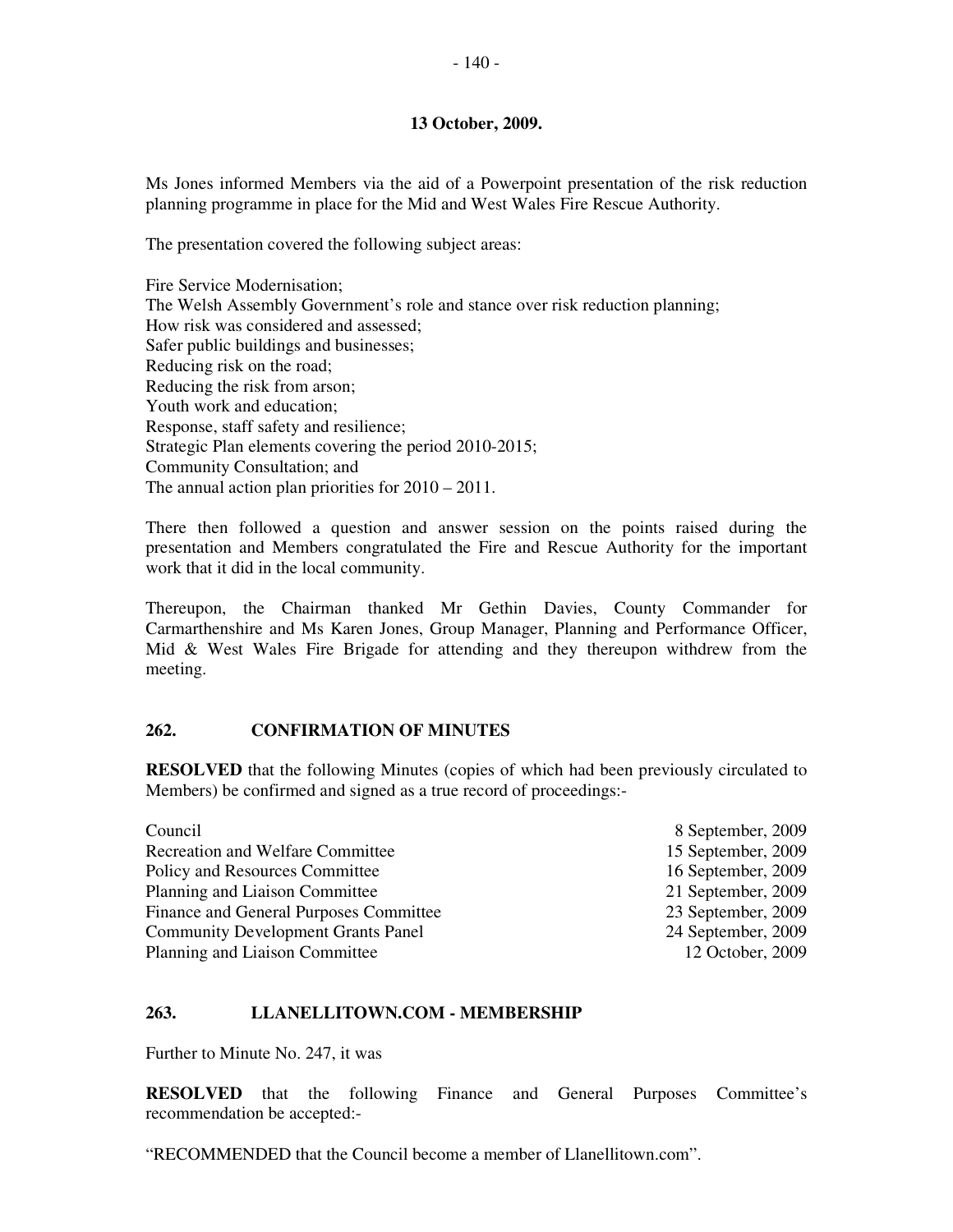**13 October, 2009.**

Ms Jones informed Members via the aid of a Powerpoint presentation of the risk reduction planning programme in place for the Mid and West Wales Fire Rescue Authority.

The presentation covered the following subject areas:

Fire Service Modernisation;
The Welsh Assembly Government's role and stance over risk reduction planning;
How risk was considered and assessed;
Safer public buildings and businesses;
Reducing risk on the road;
Reducing the risk from arson;
Youth work and education;
Response, staff safety and resilience;
Strategic Plan elements covering the period 2010-2015;
Community Consultation; and
The annual action plan priorities for 2010 – 2011.

There then followed a question and answer session on the points raised during the presentation and Members congratulated the Fire and Rescue Authority for the important work that it did in the local community.

Thereupon, the Chairman thanked Mr Gethin Davies, County Commander for Carmarthenshire and Ms Karen Jones, Group Manager, Planning and Performance Officer, Mid & West Wales Fire Brigade for attending and they thereupon withdrew from the meeting.

## 262. CONFIRMATION OF MINUTES

**RESOLVED** that the following Minutes (copies of which had been previously circulated to Members) be confirmed and signed as a true record of proceedings:-

| | |
|---|---|
| Council | 8 September, 2009 |
| Recreation and Welfare Committee | 15 September, 2009 |
| Policy and Resources Committee | 16 September, 2009 |
| Planning and Liaison Committee | 21 September, 2009 |
| Finance and General Purposes Committee | 23 September, 2009 |
| Community Development Grants Panel | 24 September, 2009 |
| Planning and Liaison Committee | 12 October, 2009 |

## 263. LLANELLITOWN.COM - MEMBERSHIP

Further to Minute No. 247, it was

**RESOLVED** that the following Finance and General Purposes Committee's recommendation be accepted:-

"RECOMMENDED that the Council become a member of Llanellitown.com".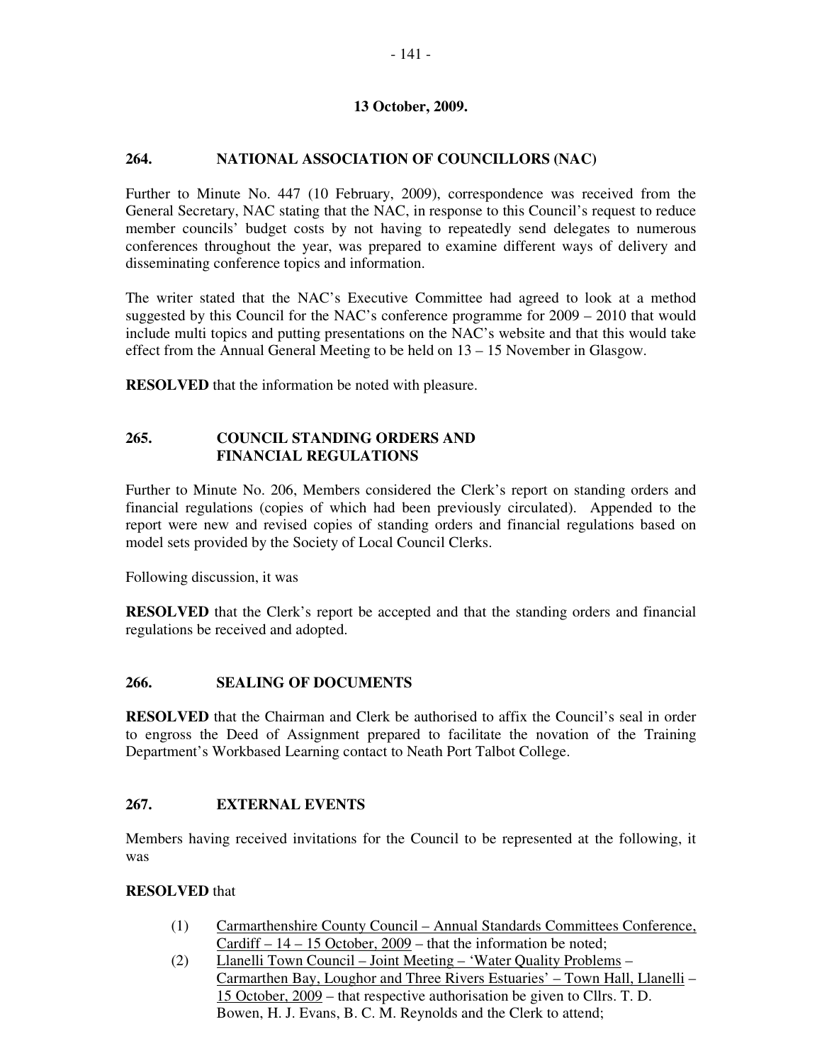**13 October, 2009.**

**264. NATIONAL ASSOCIATION OF COUNCILLORS (NAC)**

Further to Minute No. 447 (10 February, 2009), correspondence was received from the General Secretary, NAC stating that the NAC, in response to this Council's request to reduce member councils' budget costs by not having to repeatedly send delegates to numerous conferences throughout the year, was prepared to examine different ways of delivery and disseminating conference topics and information.

The writer stated that the NAC's Executive Committee had agreed to look at a method suggested by this Council for the NAC's conference programme for 2009 – 2010 that would include multi topics and putting presentations on the NAC's website and that this would take effect from the Annual General Meeting to be held on 13 – 15 November in Glasgow.

**RESOLVED** that the information be noted with pleasure.

**265. COUNCIL STANDING ORDERS AND FINANCIAL REGULATIONS**

Further to Minute No. 206, Members considered the Clerk's report on standing orders and financial regulations (copies of which had been previously circulated). Appended to the report were new and revised copies of standing orders and financial regulations based on model sets provided by the Society of Local Council Clerks.

Following discussion, it was

**RESOLVED** that the Clerk's report be accepted and that the standing orders and financial regulations be received and adopted.

**266. SEALING OF DOCUMENTS**

**RESOLVED** that the Chairman and Clerk be authorised to affix the Council's seal in order to engross the Deed of Assignment prepared to facilitate the novation of the Training Department's Workbased Learning contact to Neath Port Talbot College.

**267. EXTERNAL EVENTS**

Members having received invitations for the Council to be represented at the following, it was

**RESOLVED** that

(1) Carmarthenshire County Council – Annual Standards Committees Conference, Cardiff – 14 – 15 October, 2009 – that the information be noted;

(2) Llanelli Town Council – Joint Meeting – 'Water Quality Problems – Carmarthen Bay, Loughor and Three Rivers Estuaries' – Town Hall, Llanelli – 15 October, 2009 – that respective authorisation be given to Cllrs. T. D. Bowen, H. J. Evans, B. C. M. Reynolds and the Clerk to attend;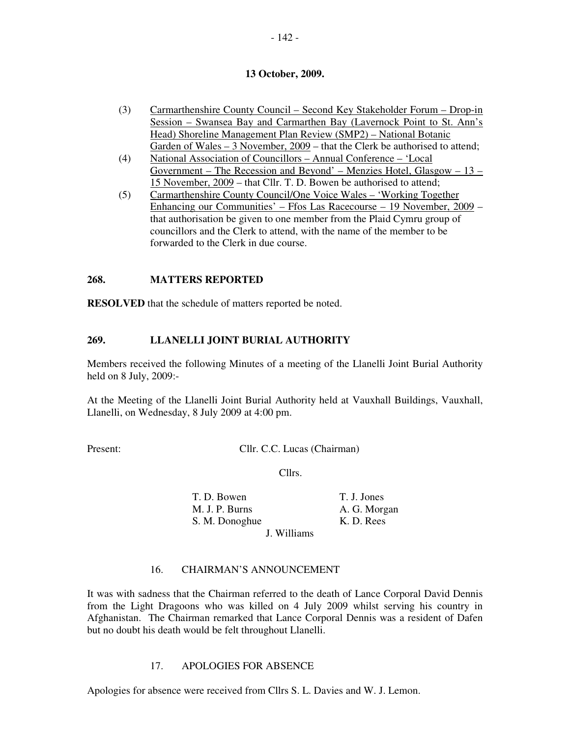**13 October, 2009.**

(3) Carmarthenshire County Council – Second Key Stakeholder Forum – Drop-in Session – Swansea Bay and Carmarthen Bay (Lavernock Point to St. Ann's Head) Shoreline Management Plan Review (SMP2) – National Botanic Garden of Wales – 3 November, 2009 – that the Clerk be authorised to attend;

(4) National Association of Councillors – Annual Conference – 'Local Government – The Recession and Beyond' – Menzies Hotel, Glasgow – 13 – 15 November, 2009 – that Cllr. T. D. Bowen be authorised to attend;

(5) Carmarthenshire County Council/One Voice Wales – 'Working Together Enhancing our Communities' – Ffos Las Racecourse – 19 November, 2009 – that authorisation be given to one member from the Plaid Cymru group of councillors and the Clerk to attend, with the name of the member to be forwarded to the Clerk in due course.

## 268. MATTERS REPORTED

**RESOLVED** that the schedule of matters reported be noted.

## 269. LLANELLI JOINT BURIAL AUTHORITY

Members received the following Minutes of a meeting of the Llanelli Joint Burial Authority held on 8 July, 2009:-

At the Meeting of the Llanelli Joint Burial Authority held at Vauxhall Buildings, Vauxhall, Llanelli, on Wednesday, 8 July 2009 at 4:00 pm.

Present: Cllr. C.C. Lucas (Chairman)

Cllrs.

| | |
|---|---|
| T. D. Bowen | T. J. Jones |
| M. J. P. Burns | A. G. Morgan |
| S. M. Donoghue | K. D. Rees |
| J. Williams | |

### 16. CHAIRMAN'S ANNOUNCEMENT

It was with sadness that the Chairman referred to the death of Lance Corporal David Dennis from the Light Dragoons who was killed on 4 July 2009 whilst serving his country in Afghanistan. The Chairman remarked that Lance Corporal Dennis was a resident of Dafen but no doubt his death would be felt throughout Llanelli.

### 17. APOLOGIES FOR ABSENCE

Apologies for absence were received from Cllrs S. L. Davies and W. J. Lemon.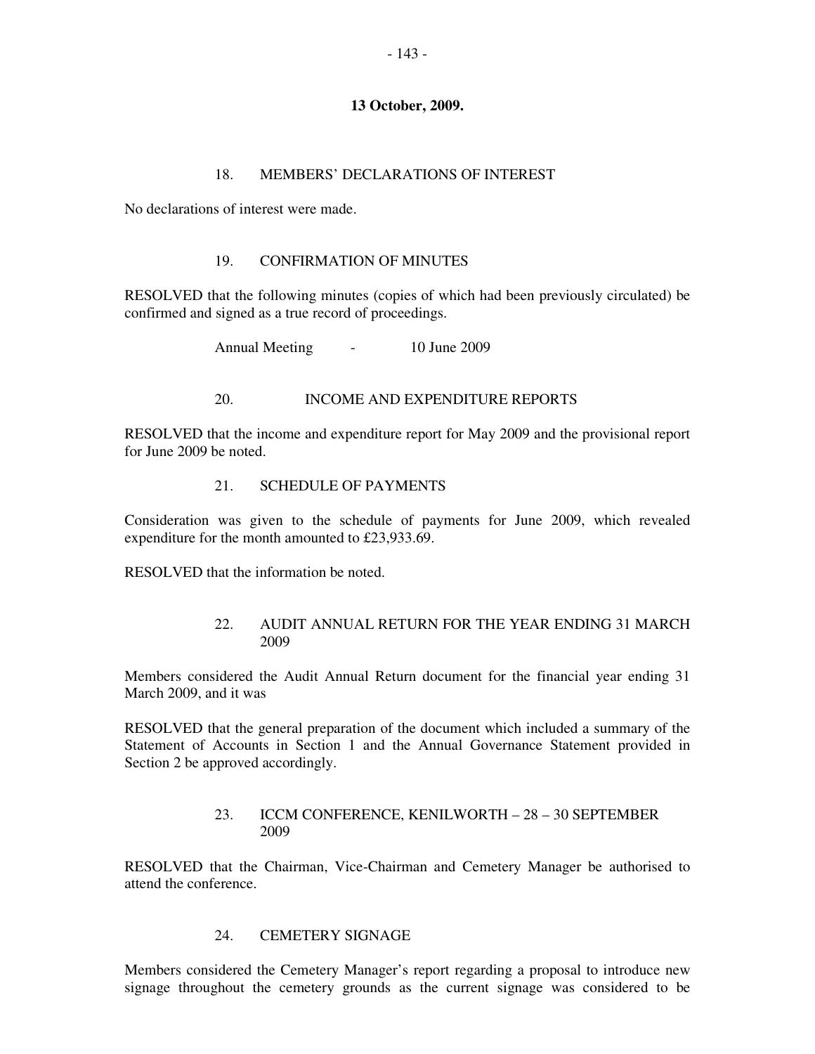**13 October, 2009.**

### 18. MEMBERS' DECLARATIONS OF INTEREST

No declarations of interest were made.

### 19. CONFIRMATION OF MINUTES

RESOLVED that the following minutes (copies of which had been previously circulated) be confirmed and signed as a true record of proceedings.

Annual Meeting - 10 June 2009

### 20. INCOME AND EXPENDITURE REPORTS

RESOLVED that the income and expenditure report for May 2009 and the provisional report for June 2009 be noted.

### 21. SCHEDULE OF PAYMENTS

Consideration was given to the schedule of payments for June 2009, which revealed expenditure for the month amounted to £23,933.69.

RESOLVED that the information be noted.

### 22. AUDIT ANNUAL RETURN FOR THE YEAR ENDING 31 MARCH 2009

Members considered the Audit Annual Return document for the financial year ending 31 March 2009, and it was

RESOLVED that the general preparation of the document which included a summary of the Statement of Accounts in Section 1 and the Annual Governance Statement provided in Section 2 be approved accordingly.

### 23. ICCM CONFERENCE, KENILWORTH – 28 – 30 SEPTEMBER 2009

RESOLVED that the Chairman, Vice-Chairman and Cemetery Manager be authorised to attend the conference.

### 24. CEMETERY SIGNAGE

Members considered the Cemetery Manager's report regarding a proposal to introduce new signage throughout the cemetery grounds as the current signage was considered to be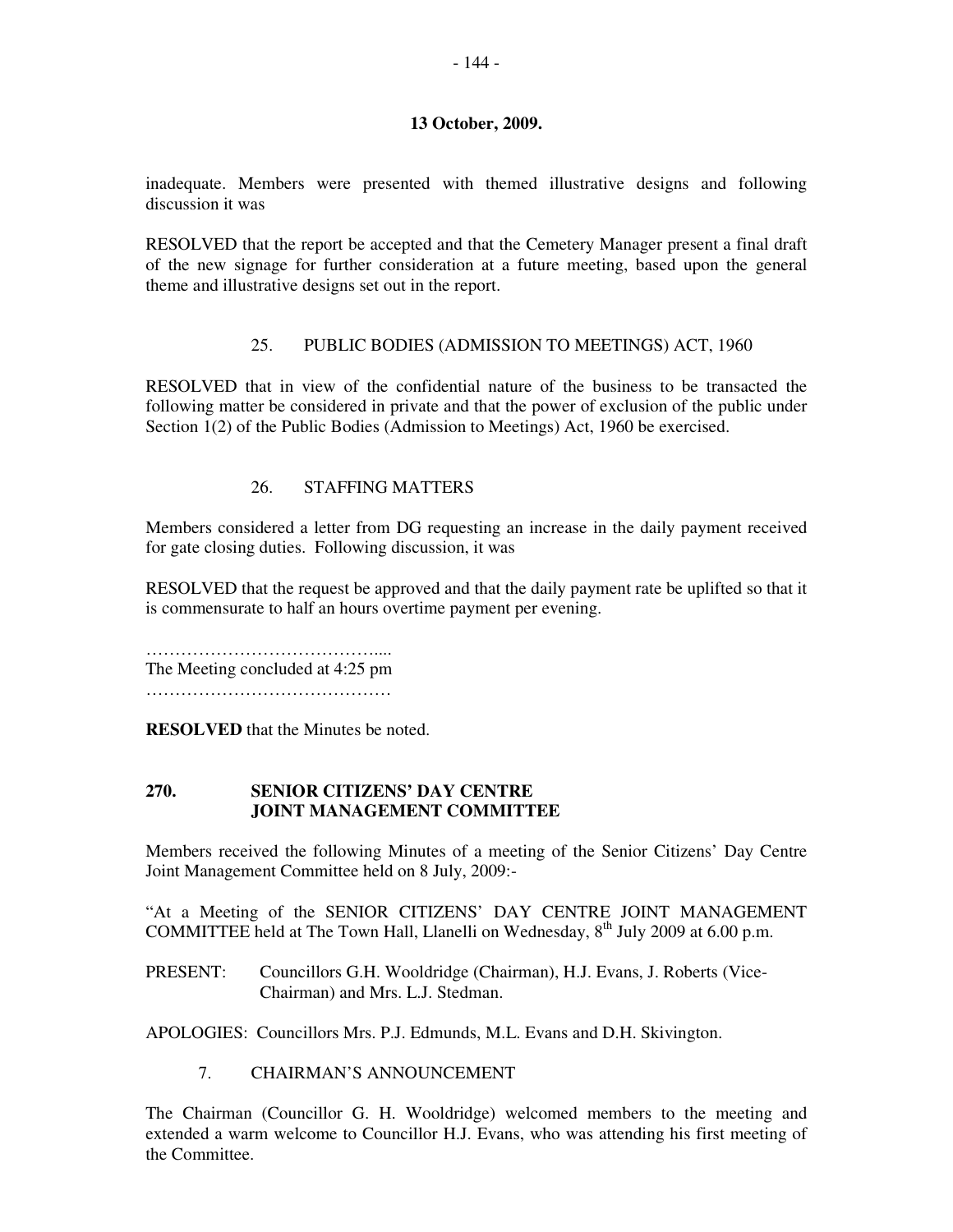**13 October, 2009.**

inadequate. Members were presented with themed illustrative designs and following discussion it was

RESOLVED that the report be accepted and that the Cemetery Manager present a final draft of the new signage for further consideration at a future meeting, based upon the general theme and illustrative designs set out in the report.

25. PUBLIC BODIES (ADMISSION TO MEETINGS) ACT, 1960

RESOLVED that in view of the confidential nature of the business to be transacted the following matter be considered in private and that the power of exclusion of the public under Section 1(2) of the Public Bodies (Admission to Meetings) Act, 1960 be exercised.

26. STAFFING MATTERS

Members considered a letter from DG requesting an increase in the daily payment received for gate closing duties. Following discussion, it was

RESOLVED that the request be approved and that the daily payment rate be uplifted so that it is commensurate to half an hours overtime payment per evening.

…………………………………....
The Meeting concluded at 4:25 pm
……………………………………

**RESOLVED** that the Minutes be noted.

## 270. SENIOR CITIZENS' DAY CENTRE JOINT MANAGEMENT COMMITTEE

Members received the following Minutes of a meeting of the Senior Citizens' Day Centre Joint Management Committee held on 8 July, 2009:-

"At a Meeting of the SENIOR CITIZENS' DAY CENTRE JOINT MANAGEMENT COMMITTEE held at The Town Hall, Llanelli on Wednesday, 8th July 2009 at 6.00 p.m.

PRESENT: Councillors G.H. Wooldridge (Chairman), H.J. Evans, J. Roberts (Vice-Chairman) and Mrs. L.J. Stedman.

APOLOGIES: Councillors Mrs. P.J. Edmunds, M.L. Evans and D.H. Skivington.

7. CHAIRMAN'S ANNOUNCEMENT

The Chairman (Councillor G. H. Wooldridge) welcomed members to the meeting and extended a warm welcome to Councillor H.J. Evans, who was attending his first meeting of the Committee.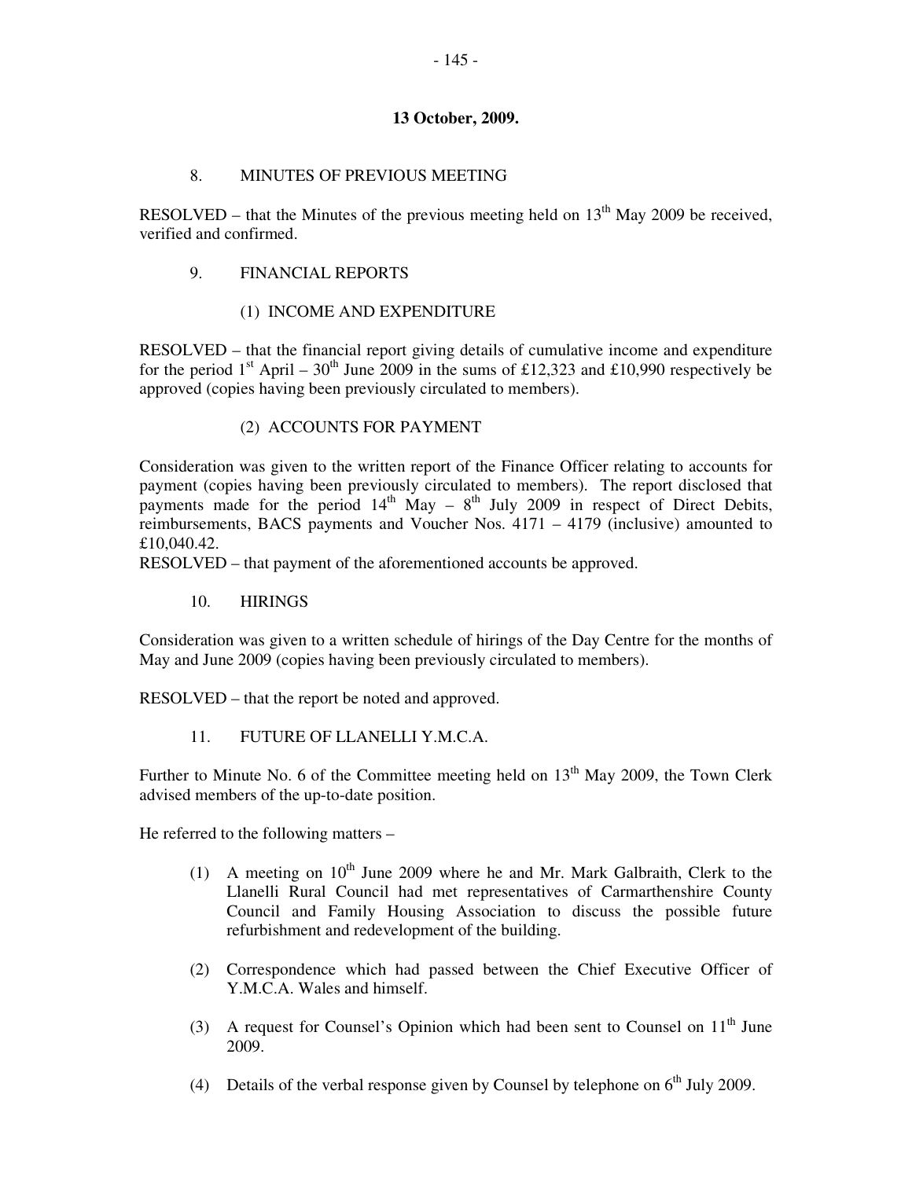**13 October, 2009.**

8. MINUTES OF PREVIOUS MEETING

RESOLVED – that the Minutes of the previous meeting held on 13th May 2009 be received, verified and confirmed.

9. FINANCIAL REPORTS

(1) INCOME AND EXPENDITURE

RESOLVED – that the financial report giving details of cumulative income and expenditure for the period 1st April – 30th June 2009 in the sums of £12,323 and £10,990 respectively be approved (copies having been previously circulated to members).

(2) ACCOUNTS FOR PAYMENT

Consideration was given to the written report of the Finance Officer relating to accounts for payment (copies having been previously circulated to members). The report disclosed that payments made for the period 14th May – 8th July 2009 in respect of Direct Debits, reimbursements, BACS payments and Voucher Nos. 4171 – 4179 (inclusive) amounted to £10,040.42.

RESOLVED – that payment of the aforementioned accounts be approved.

10. HIRINGS

Consideration was given to a written schedule of hirings of the Day Centre for the months of May and June 2009 (copies having been previously circulated to members).

RESOLVED – that the report be noted and approved.

11. FUTURE OF LLANELLI Y.M.C.A.

Further to Minute No. 6 of the Committee meeting held on 13th May 2009, the Town Clerk advised members of the up-to-date position.

He referred to the following matters –

(1) A meeting on 10th June 2009 where he and Mr. Mark Galbraith, Clerk to the Llanelli Rural Council had met representatives of Carmarthenshire County Council and Family Housing Association to discuss the possible future refurbishment and redevelopment of the building.

(2) Correspondence which had passed between the Chief Executive Officer of Y.M.C.A. Wales and himself.

(3) A request for Counsel's Opinion which had been sent to Counsel on 11th June 2009.

(4) Details of the verbal response given by Counsel by telephone on 6th July 2009.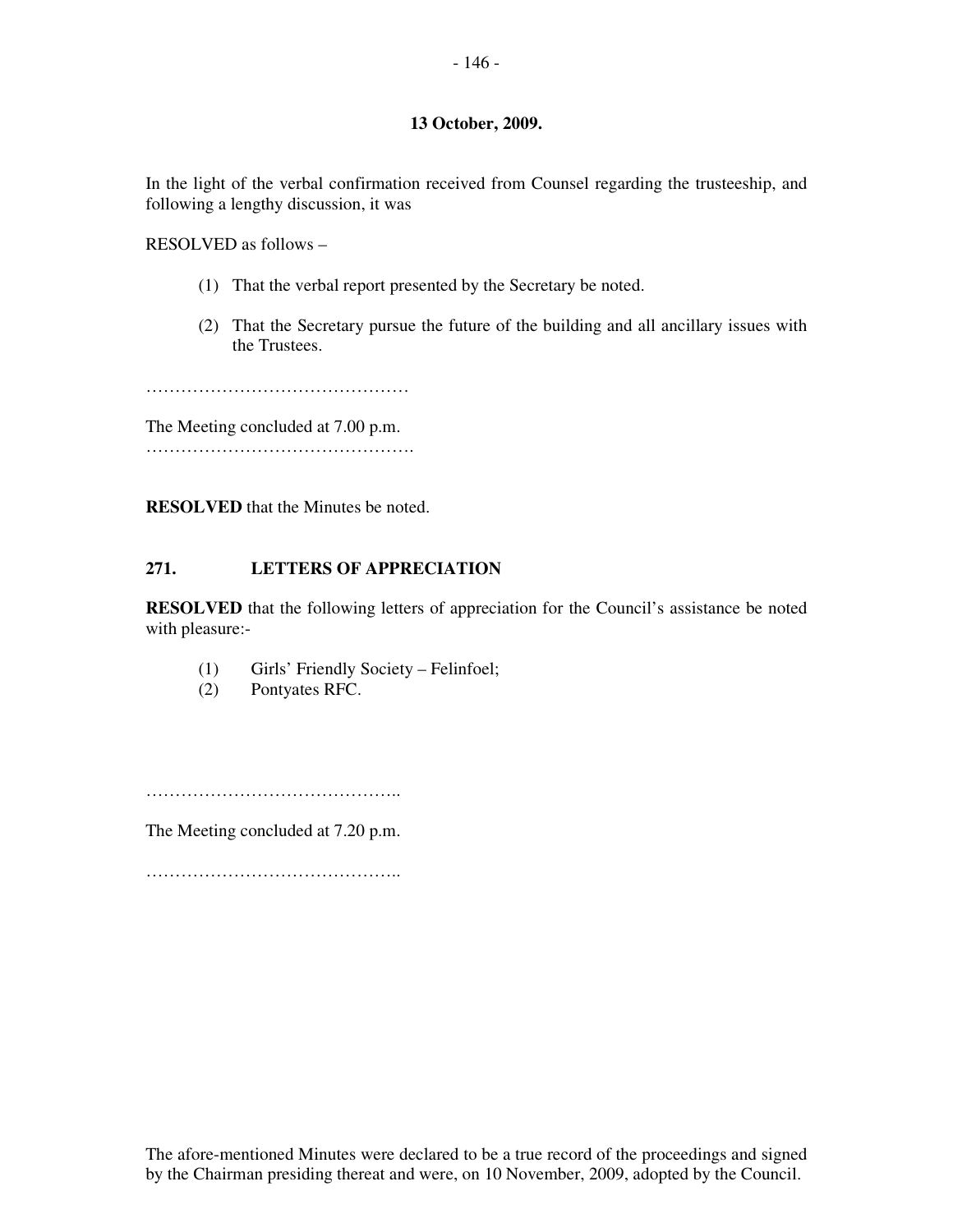**13 October, 2009.**

In the light of the verbal confirmation received from Counsel regarding the trusteeship, and following a lengthy discussion, it was

RESOLVED as follows –

(1) That the verbal report presented by the Secretary be noted.

(2) That the Secretary pursue the future of the building and all ancillary issues with the Trustees.

………………………………………

The Meeting concluded at 7.00 p.m.

……………………………………….

**RESOLVED** that the Minutes be noted.

## 271. LETTERS OF APPRECIATION

**RESOLVED** that the following letters of appreciation for the Council's assistance be noted with pleasure:-

(1) Girls' Friendly Society – Felinfoel;
(2) Pontyates RFC.

……………………………………..

The Meeting concluded at 7.20 p.m.

……………………………………..

The afore-mentioned Minutes were declared to be a true record of the proceedings and signed by the Chairman presiding thereat and were, on 10 November, 2009, adopted by the Council.